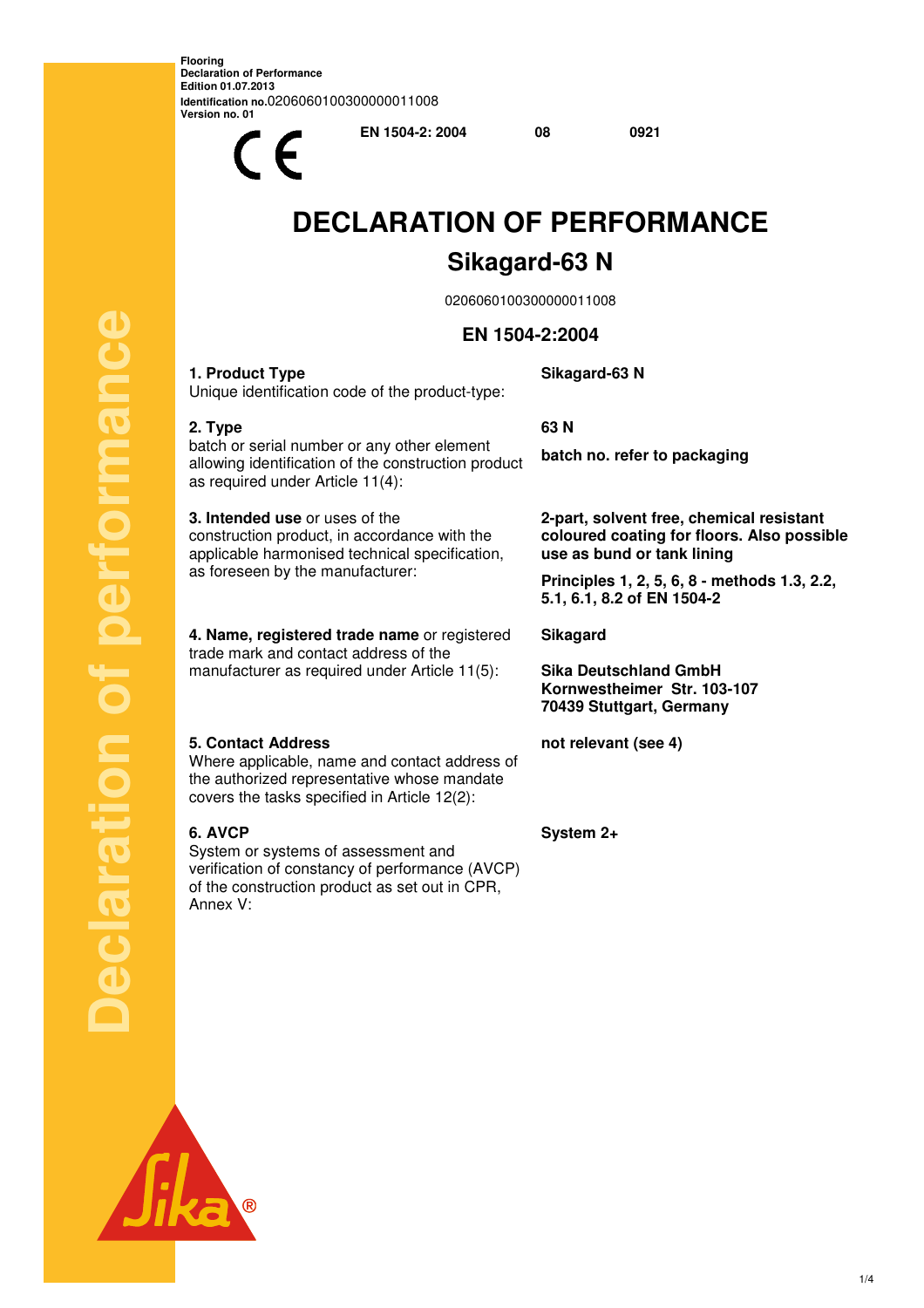**Flooring**
**Declaration of Performance**
**Edition 01.07.2013**
**Identification no.**02060601003000000011008
**Version no. 01**

CE **EN 1504-2: 2004** **08** **0921**

# DECLARATION OF PERFORMANCE

## Sikagard-63 N

02060601003000000011008

### EN 1504-2:2004

| | |
|---|---|
| **1. Product Type**<br>Unique identification code of the product-type: | **Sikagard-63 N** |
| **2. Type**<br>batch or serial number or any other element allowing identification of the construction product as required under Article 11(4): | **63 N**<br><br>**batch no. refer to packaging** |
| **3. Intended use** or uses of the construction product, in accordance with the applicable harmonised technical specification, as foreseen by the manufacturer: | **2-part, solvent free, chemical resistant coloured coating for floors. Also possible use as bund or tank lining**<br><br>**Principles 1, 2, 5, 6, 8 - methods 1.3, 2.2, 5.1, 6.1, 8.2 of EN 1504-2** |
| **4. Name, registered trade name** or registered trade mark and contact address of the manufacturer as required under Article 11(5): | **Sikagard**<br><br>**Sika Deutschland GmbH**<br>**Kornwestheimer Str. 103-107**<br>**70439 Stuttgart, Germany** |
| **5. Contact Address**<br>Where applicable, name and contact address of the authorized representative whose mandate covers the tasks specified in Article 12(2): | **not relevant (see 4)** |
| **6. AVCP**<br>System or systems of assessment and verification of constancy of performance (AVCP) of the construction product as set out in CPR, Annex V: | **System 2+** |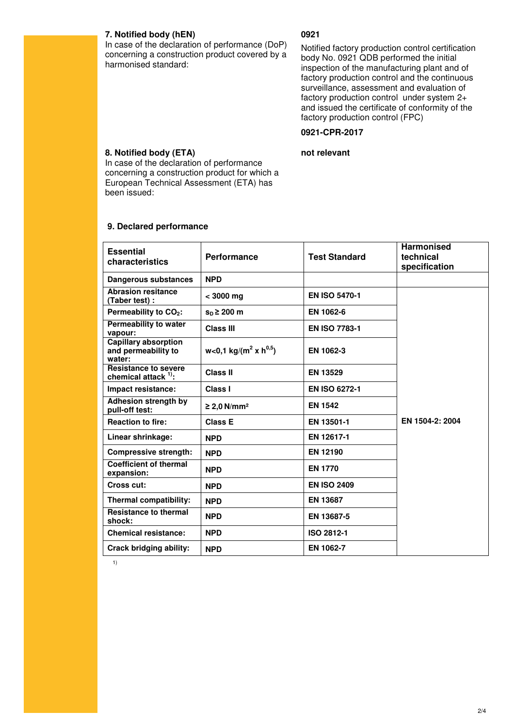### 7. Notified body (hEN)

In case of the declaration of performance (DoP) concerning a construction product covered by a harmonised standard:

**0921**

Notified factory production control certification body No. 0921 QDB performed the initial inspection of the manufacturing plant and of factory production control and the continuous surveillance, assessment and evaluation of factory production control under system 2+ and issued the certificate of conformity of the factory production control (FPC)

**0921-CPR-2017**

### 8. Notified body (ETA)

In case of the declaration of performance concerning a construction product for which a European Technical Assessment (ETA) has been issued:

**not relevant**

### 9. Declared performance

| Essential characteristics | Performance | Test Standard | Harmonised technical specification |
|---|---|---|---|
| Dangerous substances | NPD | | |
| Abrasion resitance (Taber test) : | < 3000 mg | EN ISO 5470-1 | EN 1504-2: 2004 |
| Permeability to $CO_2$: | $s_D \geq 200$ m | EN 1062-6 | |
| Permeability to water vapour: | Class III | EN ISO 7783-1 | |
| Capillary absorption and permeability to water: | $w<0,1$ kg/($m^2$ x $h^{0,5}$) | EN 1062-3 | |
| Resistance to severe chemical attack [1]: | Class II | EN 13529 | |
| Impact resistance: | Class I | EN ISO 6272-1 | |
| Adhesion strength by pull-off test: | ≥ 2,0 N/mm² | EN 1542 | |
| Reaction to fire: | Class E | EN 13501-1 | |
| Linear shrinkage: | NPD | EN 12617-1 | |
| Compressive strength: | NPD | EN 12190 | |
| Coefficient of thermal expansion: | NPD | EN 1770 | |
| Cross cut: | NPD | EN ISO 2409 | |
| Thermal compatibility: | NPD | EN 13687 | |
| Resistance to thermal shock: | NPD | EN 13687-5 | |
| Chemical resistance: | NPD | ISO 2812-1 | |
| Crack bridging ability: | NPD | EN 1062-7 | |

[1]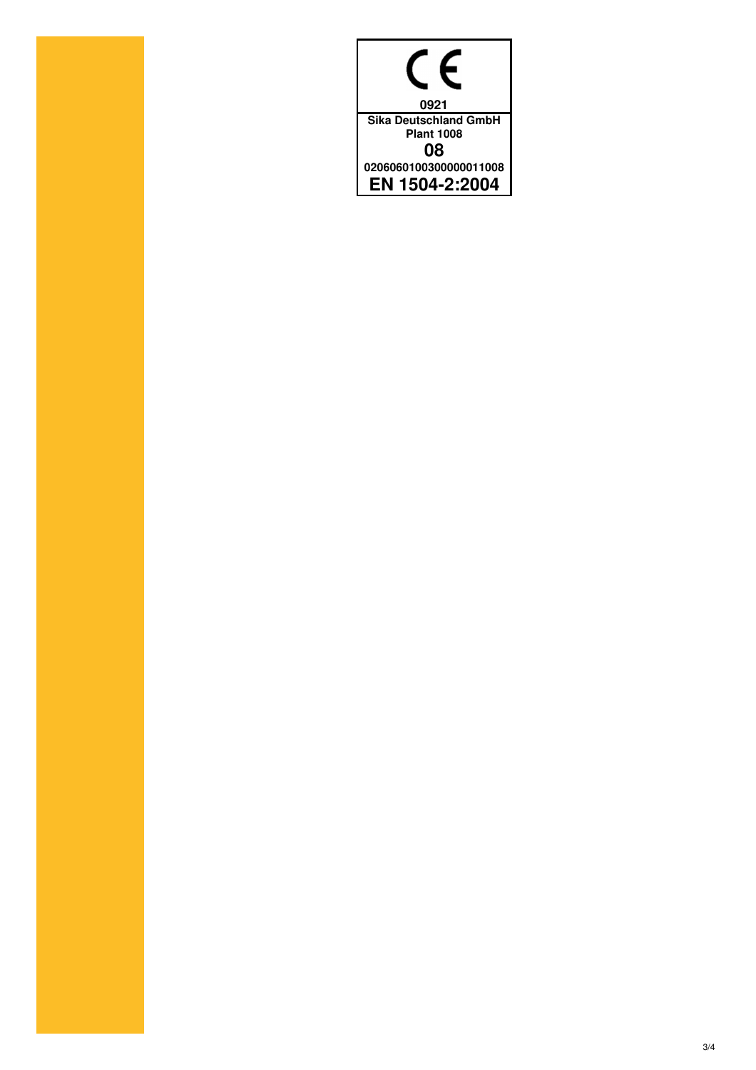CE

0921

**Sika Deutschland GmbH**
**Plant 1008**

**08**

**02060601003000000011008**

**EN 1504-2:2004**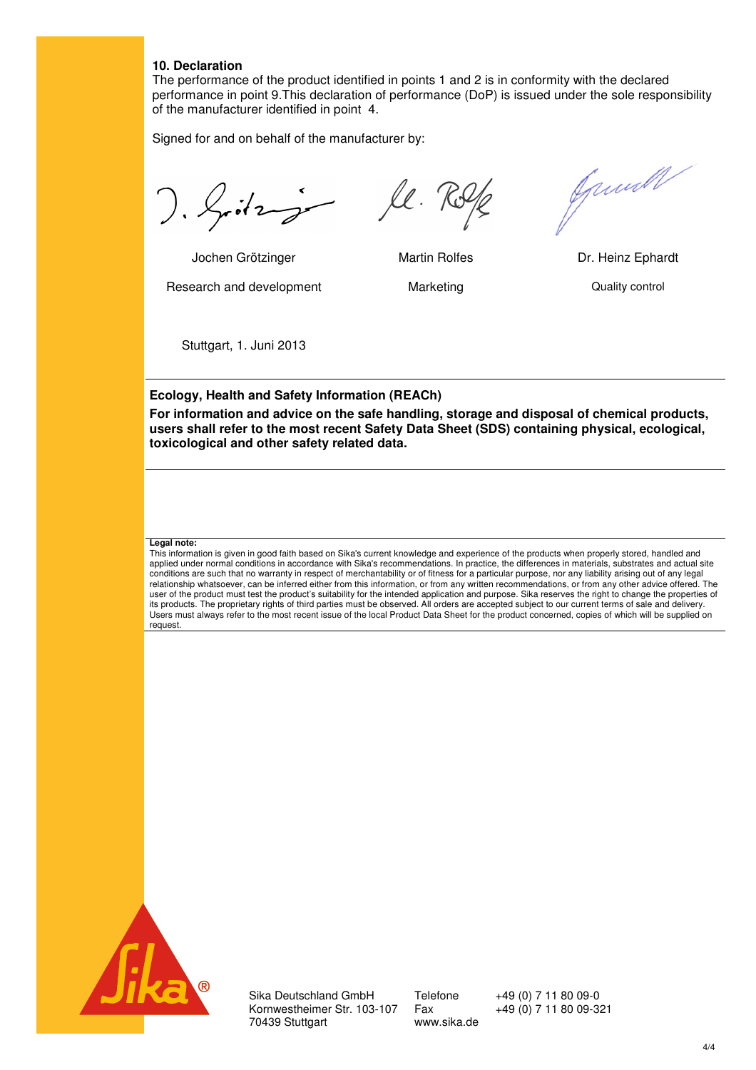### 10. Declaration

The performance of the product identified in points 1 and 2 is in conformity with the declared performance in point 9.This declaration of performance (DoP) is issued under the sole responsibility of the manufacturer identified in point 4.

Signed for and on behalf of the manufacturer by:

| | | |
|---|---|---|
| Jochen Grötzinger | Martin Rolfes | Dr. Heinz Ephardt |
| Research and development | Marketing | Quality control |

Stuttgart, 1. Juni 2013

---

**Ecology, Health and Safety Information (REACh)**

**For information and advice on the safe handling, storage and disposal of chemical products, users shall refer to the most recent Safety Data Sheet (SDS) containing physical, ecological, toxicological and other safety related data.**

---

**Legal note:**
This information is given in good faith based on Sika's current knowledge and experience of the products when properly stored, handled and applied under normal conditions in accordance with Sika's recommendations. In practice, the differences in materials, substrates and actual site conditions are such that no warranty in respect of merchantability or of fitness for a particular purpose, nor any liability arising out of any legal relationship whatsoever, can be inferred either from this information, or from any written recommendations, or from any other advice offered. The user of the product must test the product's suitability for the intended application and purpose. Sika reserves the right to change the properties of its products. The proprietary rights of third parties must be observed. All orders are accepted subject to our current terms of sale and delivery. Users must always refer to the most recent issue of the local Product Data Sheet for the product concerned, copies of which will be supplied on request.

Sika Deutschland GmbH
Kornwestheimer Str. 103-107
70439 Stuttgart

Telefone +49 (0) 7 11 80 09-0
Fax +49 (0) 7 11 80 09-321
www.sika.de